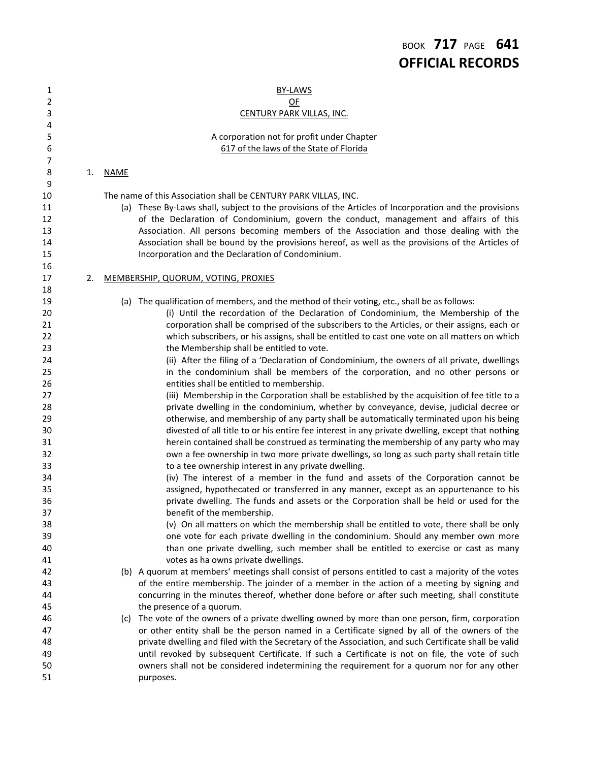BOOK 717 PAGE 641
**OFFICIAL RECORDS**

# BY-LAWS
# OF
# CENTURY PARK VILLAS, INC.

A corporation not for profit under Chapter
617 of the laws of the State of Florida

## 1. NAME

The name of this Association shall be CENTURY PARK VILLAS, INC.

(a) These By-Laws shall, subject to the provisions of the Articles of Incorporation and the provisions of the Declaration of Condominium, govern the conduct, management and affairs of this Association. All persons becoming members of the Association and those dealing with the Association shall be bound by the provisions hereof, as well as the provisions of the Articles of Incorporation and the Declaration of Condominium.

## 2. MEMBERSHIP, QUORUM, VOTING, PROXIES

(a) The qualification of members, and the method of their voting, etc., shall be as follows:

(i) Until the recordation of the Declaration of Condominium, the Membership of the corporation shall be comprised of the subscribers to the Articles, or their assigns, each or which subscribers, or his assigns, shall be entitled to cast one vote on all matters on which the Membership shall be entitled to vote.

(ii) After the filing of a 'Declaration of Condominium, the owners of all private, dwellings in the condominium shall be members of the corporation, and no other persons or entities shall be entitled to membership.

(iii) Membership in the Corporation shall be established by the acquisition of fee title to a private dwelling in the condominium, whether by conveyance, devise, judicial decree or otherwise, and membership of any party shall be automatically terminated upon his being divested of all title to or his entire fee interest in any private dwelling, except that nothing herein contained shall be construed as terminating the membership of any party who may own a fee ownership in two more private dwellings, so long as such party shall retain title to a tee ownership interest in any private dwelling.

(iv) The interest of a member in the fund and assets of the Corporation cannot be assigned, hypothecated or transferred in any manner, except as an appurtenance to his private dwelling. The funds and assets or the Corporation shall be held or used for the benefit of the membership.

(v) On all matters on which the membership shall be entitled to vote, there shall be only one vote for each private dwelling in the condominium. Should any member own more than one private dwelling, such member shall be entitled to exercise or cast as many votes as ha owns private dwellings.

(b) A quorum at members' meetings shall consist of persons entitled to cast a majority of the votes of the entire membership. The joinder of a member in the action of a meeting by signing and concurring in the minutes thereof, whether done before or after such meeting, shall constitute the presence of a quorum.

(c) The vote of the owners of a private dwelling owned by more than one person, firm, corporation or other entity shall be the person named in a Certificate signed by all of the owners of the private dwelling and filed with the Secretary of the Association, and such Certificate shall be valid until revoked by subsequent Certificate. If such a Certificate is not on file, the vote of such owners shall not be considered indetermining the requirement for a quorum nor for any other purposes.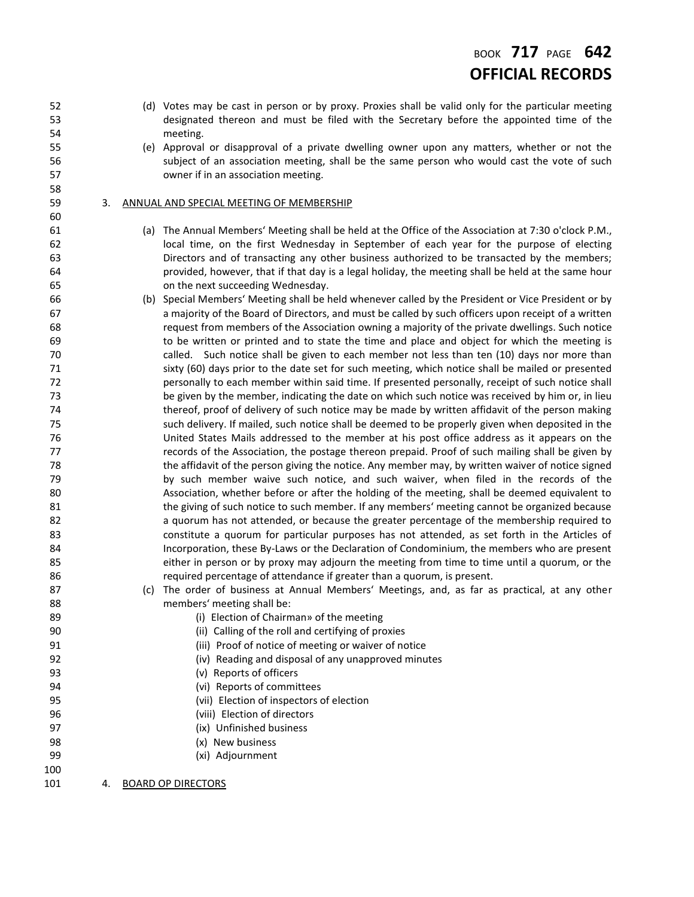(d) Votes may be cast in person or by proxy. Proxies shall be valid only for the particular meeting designated thereon and must be filed with the Secretary before the appointed time of the meeting.

(e) Approval or disapproval of a private dwelling owner upon any matters, whether or not the subject of an association meeting, shall be the same person who would cast the vote of such owner if in an association meeting.

3. ANNUAL AND SPECIAL MEETING OF MEMBERSHIP

(a) The Annual Members' Meeting shall be held at the Office of the Association at 7:30 o'clock P.M., local time, on the first Wednesday in September of each year for the purpose of electing Directors and of transacting any other business authorized to be transacted by the members; provided, however, that if that day is a legal holiday, the meeting shall be held at the same hour on the next succeeding Wednesday.

(b) Special Members' Meeting shall be held whenever called by the President or Vice President or by a majority of the Board of Directors, and must be called by such officers upon receipt of a written request from members of the Association owning a majority of the private dwellings. Such notice to be written or printed and to state the time and place and object for which the meeting is called. Such notice shall be given to each member not less than ten (10) days nor more than sixty (60) days prior to the date set for such meeting, which notice shall be mailed or presented personally to each member within said time. If presented personally, receipt of such notice shall be given by the member, indicating the date on which such notice was received by him or, in lieu thereof, proof of delivery of such notice may be made by written affidavit of the person making such delivery. If mailed, such notice shall be deemed to be properly given when deposited in the United States Mails addressed to the member at his post office address as it appears on the records of the Association, the postage thereon prepaid. Proof of such mailing shall be given by the affidavit of the person giving the notice. Any member may, by written waiver of notice signed by such member waive such notice, and such waiver, when filed in the records of the Association, whether before or after the holding of the meeting, shall be deemed equivalent to the giving of such notice to such member. If any members' meeting cannot be organized because a quorum has not attended, or because the greater percentage of the membership required to constitute a quorum for particular purposes has not attended, as set forth in the Articles of Incorporation, these By-Laws or the Declaration of Condominium, the members who are present either in person or by proxy may adjourn the meeting from time to time until a quorum, or the required percentage of attendance if greater than a quorum, is present.

(c) The order of business at Annual Members' Meetings, and, as far as practical, at any other members' meeting shall be:

(i) Election of Chairman» of the meeting
(ii) Calling of the roll and certifying of proxies
(iii) Proof of notice of meeting or waiver of notice
(iv) Reading and disposal of any unapproved minutes
(v) Reports of officers
(vi) Reports of committees
(vii) Election of inspectors of election
(viii) Election of directors
(ix) Unfinished business
(x) New business
(xi) Adjournment

4. BOARD OP DIRECTORS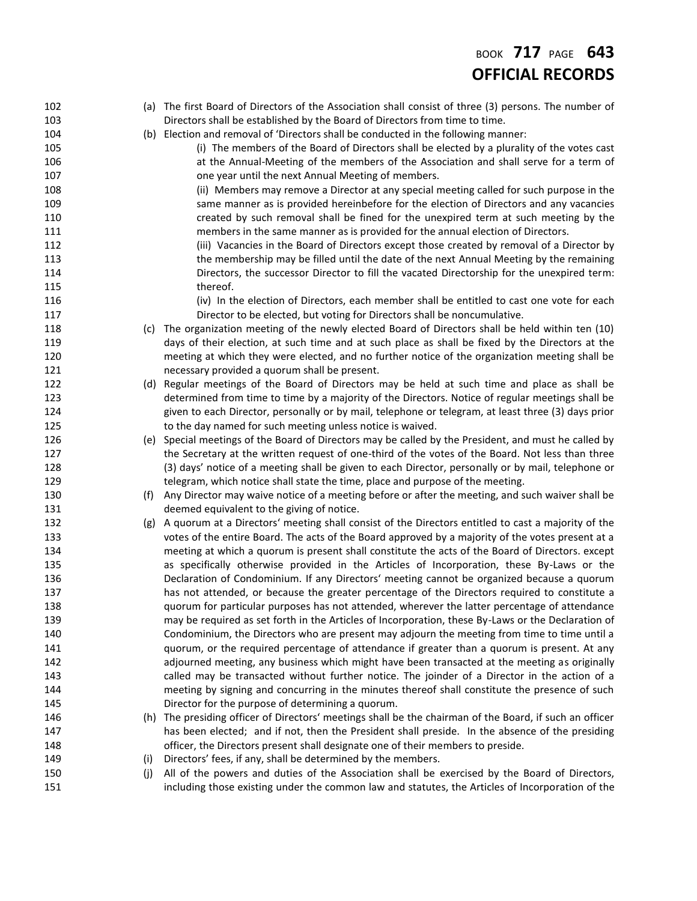(a) The first Board of Directors of the Association shall consist of three (3) persons. The number of Directors shall be established by the Board of Directors from time to time.

(b) Election and removal of 'Directors shall be conducted in the following manner:

(i) The members of the Board of Directors shall be elected by a plurality of the votes cast at the Annual-Meeting of the members of the Association and shall serve for a term of one year until the next Annual Meeting of members.

(ii) Members may remove a Director at any special meeting called for such purpose in the same manner as is provided hereinbefore for the election of Directors and any vacancies created by such removal shall be fined for the unexpired term at such meeting by the members in the same manner as is provided for the annual election of Directors.

(iii) Vacancies in the Board of Directors except those created by removal of a Director by the membership may be filled until the date of the next Annual Meeting by the remaining Directors, the successor Director to fill the vacated Directorship for the unexpired term: thereof.

(iv) In the election of Directors, each member shall be entitled to cast one vote for each Director to be elected, but voting for Directors shall be noncumulative.

(c) The organization meeting of the newly elected Board of Directors shall be held within ten (10) days of their election, at such time and at such place as shall be fixed by the Directors at the meeting at which they were elected, and no further notice of the organization meeting shall be necessary provided a quorum shall be present.

(d) Regular meetings of the Board of Directors may be held at such time and place as shall be determined from time to time by a majority of the Directors. Notice of regular meetings shall be given to each Director, personally or by mail, telephone or telegram, at least three (3) days prior to the day named for such meeting unless notice is waived.

(e) Special meetings of the Board of Directors may be called by the President, and must he called by the Secretary at the written request of one-third of the votes of the Board. Not less than three (3) days' notice of a meeting shall be given to each Director, personally or by mail, telephone or telegram, which notice shall state the time, place and purpose of the meeting.

(f) Any Director may waive notice of a meeting before or after the meeting, and such waiver shall be deemed equivalent to the giving of notice.

(g) A quorum at a Directors' meeting shall consist of the Directors entitled to cast a majority of the votes of the entire Board. The acts of the Board approved by a majority of the votes present at a meeting at which a quorum is present shall constitute the acts of the Board of Directors. except as specifically otherwise provided in the Articles of Incorporation, these By-Laws or the Declaration of Condominium. If any Directors' meeting cannot be organized because a quorum has not attended, or because the greater percentage of the Directors required to constitute a quorum for particular purposes has not attended, wherever the latter percentage of attendance may be required as set forth in the Articles of Incorporation, these By-Laws or the Declaration of Condominium, the Directors who are present may adjourn the meeting from time to time until a quorum, or the required percentage of attendance if greater than a quorum is present. At any adjourned meeting, any business which might have been transacted at the meeting as originally called may be transacted without further notice. The joinder of a Director in the action of a meeting by signing and concurring in the minutes thereof shall constitute the presence of such Director for the purpose of determining a quorum.

(h) The presiding officer of Directors' meetings shall be the chairman of the Board, if such an officer has been elected; and if not, then the President shall preside. In the absence of the presiding officer, the Directors present shall designate one of their members to preside.

(i) Directors' fees, if any, shall be determined by the members.

(j) All of the powers and duties of the Association shall be exercised by the Board of Directors, including those existing under the common law and statutes, the Articles of Incorporation of the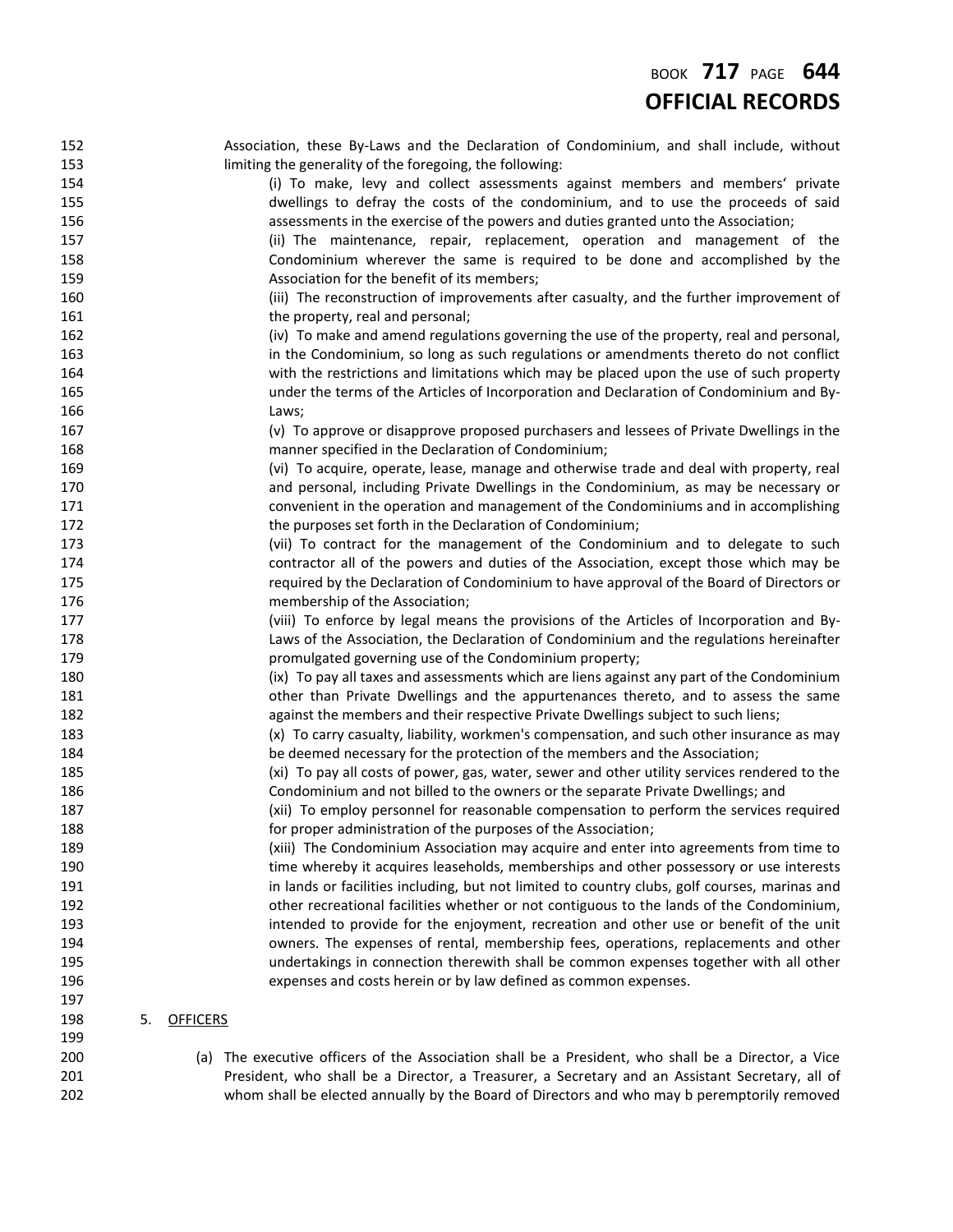Association, these By-Laws and the Declaration of Condominium, and shall include, without limiting the generality of the foregoing, the following:

(i) To make, levy and collect assessments against members and members' private dwellings to defray the costs of the condominium, and to use the proceeds of said assessments in the exercise of the powers and duties granted unto the Association;

(ii) The maintenance, repair, replacement, operation and management of the Condominium wherever the same is required to be done and accomplished by the Association for the benefit of its members;

(iii) The reconstruction of improvements after casualty, and the further improvement of the property, real and personal;

(iv) To make and amend regulations governing the use of the property, real and personal, in the Condominium, so long as such regulations or amendments thereto do not conflict with the restrictions and limitations which may be placed upon the use of such property under the terms of the Articles of Incorporation and Declaration of Condominium and By-Laws;

(v) To approve or disapprove proposed purchasers and lessees of Private Dwellings in the manner specified in the Declaration of Condominium;

(vi) To acquire, operate, lease, manage and otherwise trade and deal with property, real and personal, including Private Dwellings in the Condominium, as may be necessary or convenient in the operation and management of the Condominiums and in accomplishing the purposes set forth in the Declaration of Condominium;

(vii) To contract for the management of the Condominium and to delegate to such contractor all of the powers and duties of the Association, except those which may be required by the Declaration of Condominium to have approval of the Board of Directors or membership of the Association;

(viii) To enforce by legal means the provisions of the Articles of Incorporation and By-Laws of the Association, the Declaration of Condominium and the regulations hereinafter promulgated governing use of the Condominium property;

(ix) To pay all taxes and assessments which are liens against any part of the Condominium other than Private Dwellings and the appurtenances thereto, and to assess the same against the members and their respective Private Dwellings subject to such liens;

(x) To carry casualty, liability, workmen's compensation, and such other insurance as may be deemed necessary for the protection of the members and the Association;

(xi) To pay all costs of power, gas, water, sewer and other utility services rendered to the Condominium and not billed to the owners or the separate Private Dwellings; and

(xii) To employ personnel for reasonable compensation to perform the services required for proper administration of the purposes of the Association;

(xiii) The Condominium Association may acquire and enter into agreements from time to time whereby it acquires leaseholds, memberships and other possessory or use interests in lands or facilities including, but not limited to country clubs, golf courses, marinas and other recreational facilities whether or not contiguous to the lands of the Condominium, intended to provide for the enjoyment, recreation and other use or benefit of the unit owners. The expenses of rental, membership fees, operations, replacements and other undertakings in connection therewith shall be common expenses together with all other expenses and costs herein or by law defined as common expenses.

5. OFFICERS

(a) The executive officers of the Association shall be a President, who shall be a Director, a Vice President, who shall be a Director, a Treasurer, a Secretary and an Assistant Secretary, all of whom shall be elected annually by the Board of Directors and who may b peremptorily removed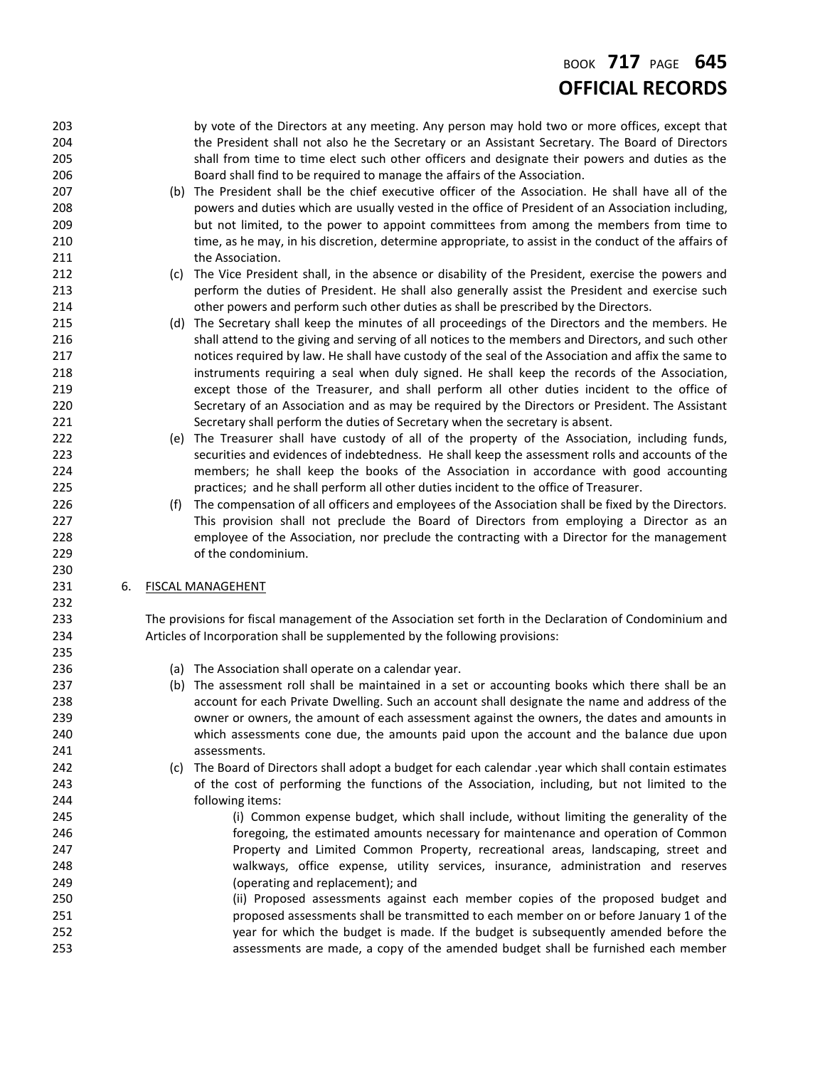by vote of the Directors at any meeting. Any person may hold two or more offices, except that the President shall not also he the Secretary or an Assistant Secretary. The Board of Directors shall from time to time elect such other officers and designate their powers and duties as the Board shall find to be required to manage the affairs of the Association.

(b) The President shall be the chief executive officer of the Association. He shall have all of the powers and duties which are usually vested in the office of President of an Association including, but not limited, to the power to appoint committees from among the members from time to time, as he may, in his discretion, determine appropriate, to assist in the conduct of the affairs of the Association.

(c) The Vice President shall, in the absence or disability of the President, exercise the powers and perform the duties of President. He shall also generally assist the President and exercise such other powers and perform such other duties as shall be prescribed by the Directors.

(d) The Secretary shall keep the minutes of all proceedings of the Directors and the members. He shall attend to the giving and serving of all notices to the members and Directors, and such other notices required by law. He shall have custody of the seal of the Association and affix the same to instruments requiring a seal when duly signed. He shall keep the records of the Association, except those of the Treasurer, and shall perform all other duties incident to the office of Secretary of an Association and as may be required by the Directors or President. The Assistant Secretary shall perform the duties of Secretary when the secretary is absent.

(e) The Treasurer shall have custody of all of the property of the Association, including funds, securities and evidences of indebtedness. He shall keep the assessment rolls and accounts of the members; he shall keep the books of the Association in accordance with good accounting practices; and he shall perform all other duties incident to the office of Treasurer.

(f) The compensation of all officers and employees of the Association shall be fixed by the Directors. This provision shall not preclude the Board of Directors from employing a Director as an employee of the Association, nor preclude the contracting with a Director for the management of the condominium.

6. FISCAL MANAGEHENT

The provisions for fiscal management of the Association set forth in the Declaration of Condominium and Articles of Incorporation shall be supplemented by the following provisions:

(a) The Association shall operate on a calendar year.

(b) The assessment roll shall be maintained in a set or accounting books which there shall be an account for each Private Dwelling. Such an account shall designate the name and address of the owner or owners, the amount of each assessment against the owners, the dates and amounts in which assessments cone due, the amounts paid upon the account and the balance due upon assessments.

(c) The Board of Directors shall adopt a budget for each calendar .year which shall contain estimates of the cost of performing the functions of the Association, including, but not limited to the following items:

(i) Common expense budget, which shall include, without limiting the generality of the foregoing, the estimated amounts necessary for maintenance and operation of Common Property and Limited Common Property, recreational areas, landscaping, street and walkways, office expense, utility services, insurance, administration and reserves (operating and replacement); and

(ii) Proposed assessments against each member copies of the proposed budget and proposed assessments shall be transmitted to each member on or before January 1 of the year for which the budget is made. If the budget is subsequently amended before the assessments are made, a copy of the amended budget shall be furnished each member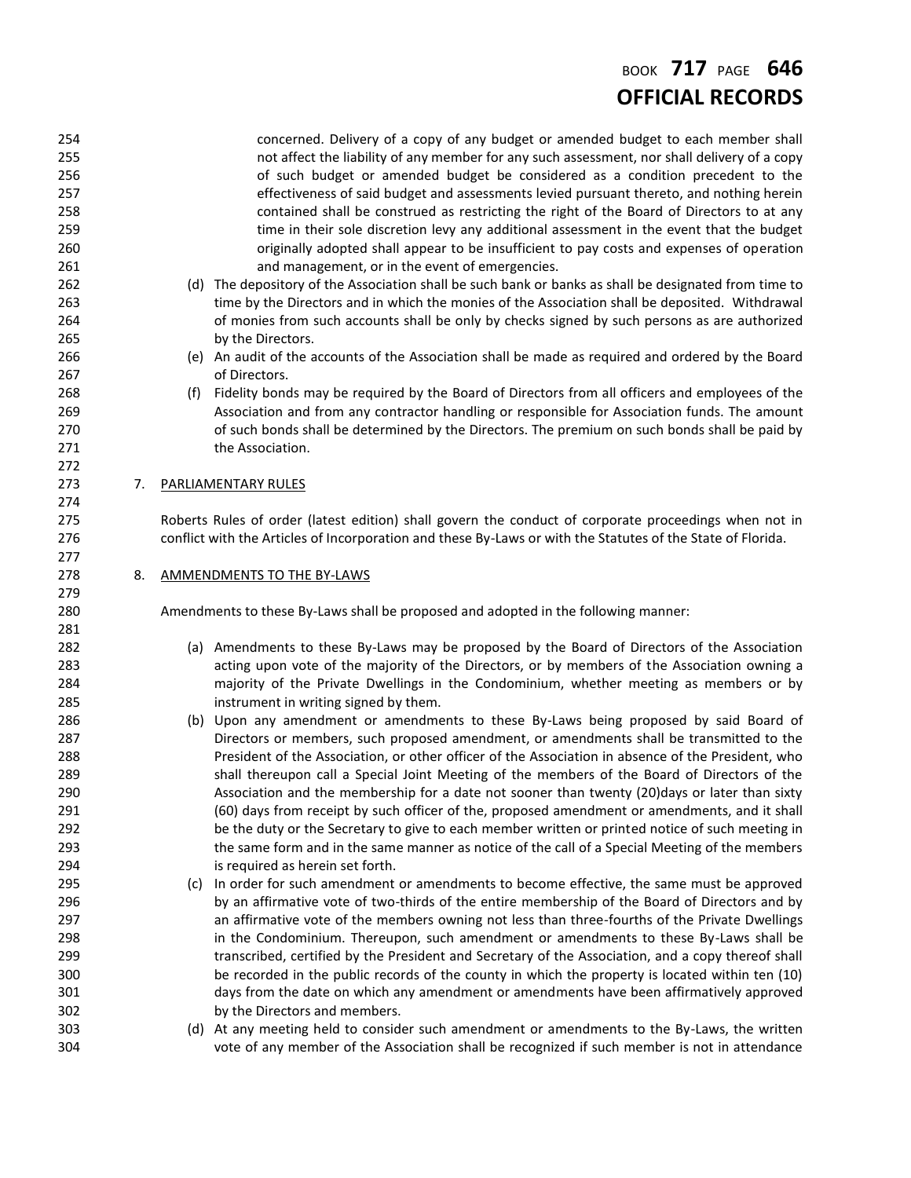concerned. Delivery of a copy of any budget or amended budget to each member shall not affect the liability of any member for any such assessment, nor shall delivery of a copy of such budget or amended budget be considered as a condition precedent to the effectiveness of said budget and assessments levied pursuant thereto, and nothing herein contained shall be construed as restricting the right of the Board of Directors to at any time in their sole discretion levy any additional assessment in the event that the budget originally adopted shall appear to be insufficient to pay costs and expenses of operation and management, or in the event of emergencies.

(d) The depository of the Association shall be such bank or banks as shall be designated from time to time by the Directors and in which the monies of the Association shall be deposited. Withdrawal of monies from such accounts shall be only by checks signed by such persons as are authorized by the Directors.

(e) An audit of the accounts of the Association shall be made as required and ordered by the Board of Directors.

(f) Fidelity bonds may be required by the Board of Directors from all officers and employees of the Association and from any contractor handling or responsible for Association funds. The amount of such bonds shall be determined by the Directors. The premium on such bonds shall be paid by the Association.

7. PARLIAMENTARY RULES

Roberts Rules of order (latest edition) shall govern the conduct of corporate proceedings when not in conflict with the Articles of Incorporation and these By-Laws or with the Statutes of the State of Florida.

8. AMMENDMENTS TO THE BY-LAWS

Amendments to these By-Laws shall be proposed and adopted in the following manner:

(a) Amendments to these By-Laws may be proposed by the Board of Directors of the Association acting upon vote of the majority of the Directors, or by members of the Association owning a majority of the Private Dwellings in the Condominium, whether meeting as members or by instrument in writing signed by them.

(b) Upon any amendment or amendments to these By-Laws being proposed by said Board of Directors or members, such proposed amendment, or amendments shall be transmitted to the President of the Association, or other officer of the Association in absence of the President, who shall thereupon call a Special Joint Meeting of the members of the Board of Directors of the Association and the membership for a date not sooner than twenty (20)days or later than sixty (60) days from receipt by such officer of the, proposed amendment or amendments, and it shall be the duty or the Secretary to give to each member written or printed notice of such meeting in the same form and in the same manner as notice of the call of a Special Meeting of the members is required as herein set forth.

(c) In order for such amendment or amendments to become effective, the same must be approved by an affirmative vote of two-thirds of the entire membership of the Board of Directors and by an affirmative vote of the members owning not less than three-fourths of the Private Dwellings in the Condominium. Thereupon, such amendment or amendments to these By-Laws shall be transcribed, certified by the President and Secretary of the Association, and a copy thereof shall be recorded in the public records of the county in which the property is located within ten (10) days from the date on which any amendment or amendments have been affirmatively approved by the Directors and members.

(d) At any meeting held to consider such amendment or amendments to the By-Laws, the written vote of any member of the Association shall be recognized if such member is not in attendance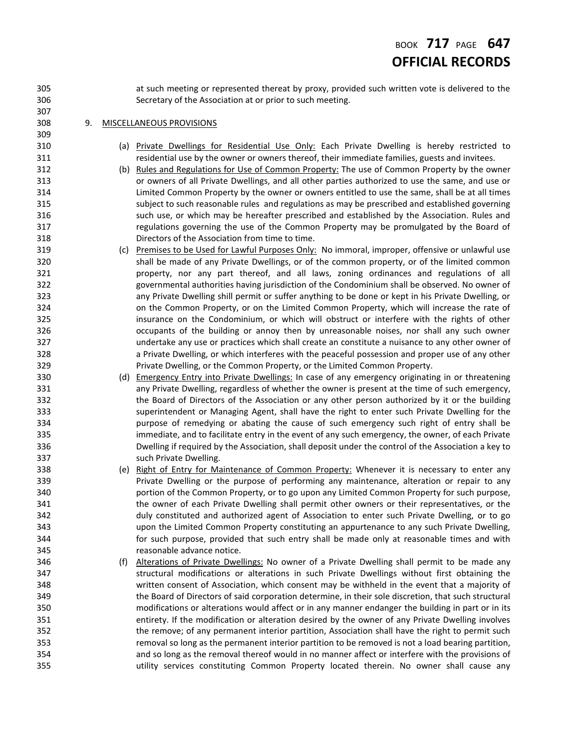at such meeting or represented thereat by proxy, provided such written vote is delivered to the Secretary of the Association at or prior to such meeting.

9. MISCELLANEOUS PROVISIONS

(a) Private Dwellings for Residential Use Only: Each Private Dwelling is hereby restricted to residential use by the owner or owners thereof, their immediate families, guests and invitees.

(b) Rules and Regulations for Use of Common Property: The use of Common Property by the owner or owners of all Private Dwellings, and all other parties authorized to use the same, and use or Limited Common Property by the owner or owners entitled to use the same, shall be at all times subject to such reasonable rules and regulations as may be prescribed and established governing such use, or which may be hereafter prescribed and established by the Association. Rules and regulations governing the use of the Common Property may be promulgated by the Board of Directors of the Association from time to time.

(c) Premises to be Used for Lawful Purposes Only: No immoral, improper, offensive or unlawful use shall be made of any Private Dwellings, or of the common property, or of the limited common property, nor any part thereof, and all laws, zoning ordinances and regulations of all governmental authorities having jurisdiction of the Condominium shall be observed. No owner of any Private Dwelling shill permit or suffer anything to be done or kept in his Private Dwelling, or on the Common Property, or on the Limited Common Property, which will increase the rate of insurance on the Condominium, or which will obstruct or interfere with the rights of other occupants of the building or annoy then by unreasonable noises, nor shall any such owner undertake any use or practices which shall create an constitute a nuisance to any other owner of a Private Dwelling, or which interferes with the peaceful possession and proper use of any other Private Dwelling, or the Common Property, or the Limited Common Property.

(d) Emergency Entry into Private Dwellings: In case of any emergency originating in or threatening any Private Dwelling, regardless of whether the owner is present at the time of such emergency, the Board of Directors of the Association or any other person authorized by it or the building superintendent or Managing Agent, shall have the right to enter such Private Dwelling for the purpose of remedying or abating the cause of such emergency such right of entry shall be immediate, and to facilitate entry in the event of any such emergency, the owner, of each Private Dwelling if required by the Association, shall deposit under the control of the Association a key to such Private Dwelling.

(e) Right of Entry for Maintenance of Common Property: Whenever it is necessary to enter any Private Dwelling or the purpose of performing any maintenance, alteration or repair to any portion of the Common Property, or to go upon any Limited Common Property for such purpose, the owner of each Private Dwelling shall permit other owners or their representatives, or the duly constituted and authorized agent of Association to enter such Private Dwelling, or to go upon the Limited Common Property constituting an appurtenance to any such Private Dwelling, for such purpose, provided that such entry shall be made only at reasonable times and with reasonable advance notice.

(f) Alterations of Private Dwellings: No owner of a Private Dwelling shall permit to be made any structural modifications or alterations in such Private Dwellings without first obtaining the written consent of Association, which consent may be withheld in the event that a majority of the Board of Directors of said corporation determine, in their sole discretion, that such structural modifications or alterations would affect or in any manner endanger the building in part or in its entirety. If the modification or alteration desired by the owner of any Private Dwelling involves the remove; of any permanent interior partition, Association shall have the right to permit such removal so long as the permanent interior partition to be removed is not a load bearing partition, and so long as the removal thereof would in no manner affect or interfere with the provisions of utility services constituting Common Property located therein. No owner shall cause any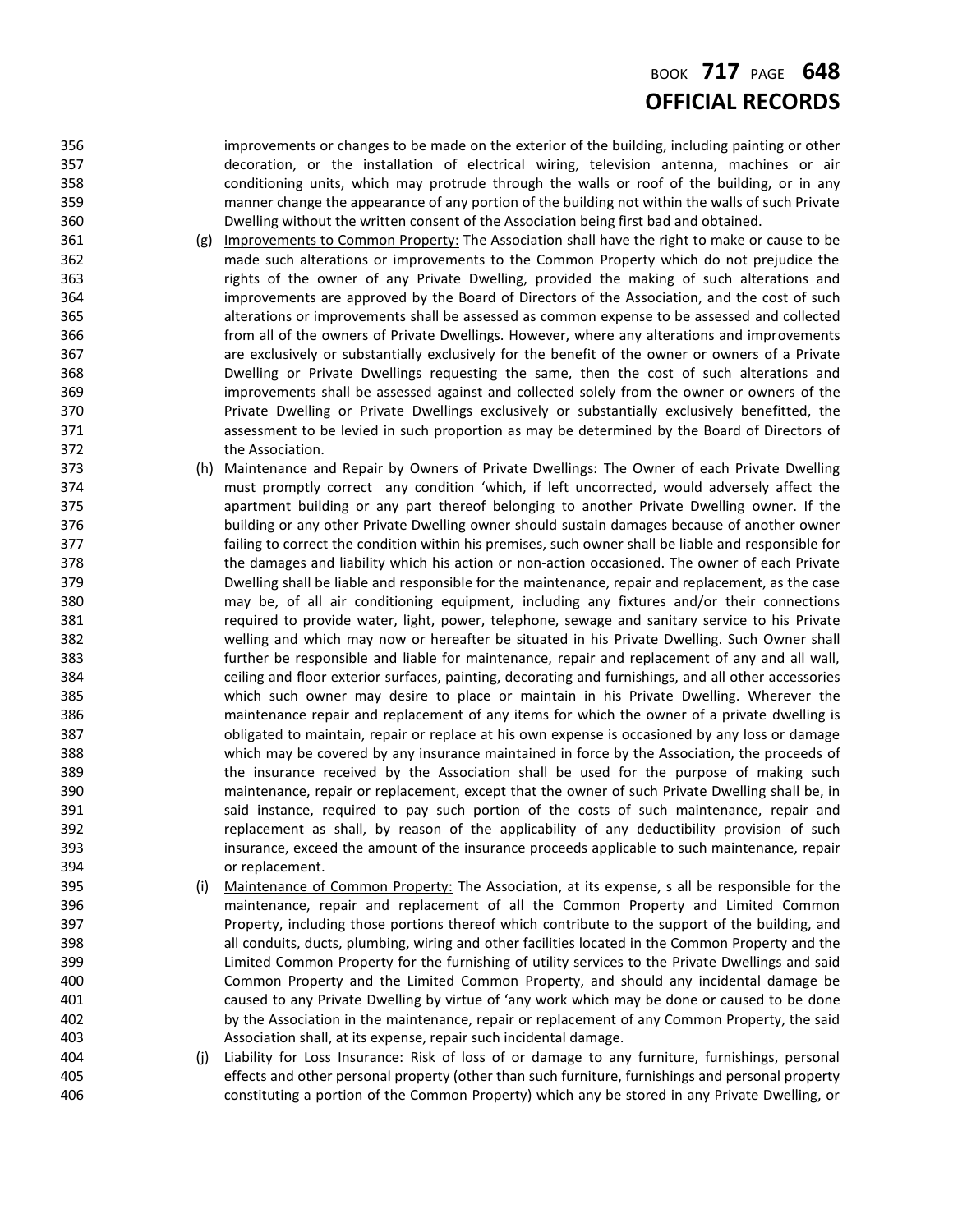improvements or changes to be made on the exterior of the building, including painting or other decoration, or the installation of electrical wiring, television antenna, machines or air conditioning units, which may protrude through the walls or roof of the building, or in any manner change the appearance of any portion of the building not within the walls of such Private Dwelling without the written consent of the Association being first bad and obtained.

(g) Improvements to Common Property: The Association shall have the right to make or cause to be made such alterations or improvements to the Common Property which do not prejudice the rights of the owner of any Private Dwelling, provided the making of such alterations and improvements are approved by the Board of Directors of the Association, and the cost of such alterations or improvements shall be assessed as common expense to be assessed and collected from all of the owners of Private Dwellings. However, where any alterations and improvements are exclusively or substantially exclusively for the benefit of the owner or owners of a Private Dwelling or Private Dwellings requesting the same, then the cost of such alterations and improvements shall be assessed against and collected solely from the owner or owners of the Private Dwelling or Private Dwellings exclusively or substantially exclusively benefitted, the assessment to be levied in such proportion as may be determined by the Board of Directors of the Association.

(h) Maintenance and Repair by Owners of Private Dwellings: The Owner of each Private Dwelling must promptly correct any condition 'which, if left uncorrected, would adversely affect the apartment building or any part thereof belonging to another Private Dwelling owner. If the building or any other Private Dwelling owner should sustain damages because of another owner failing to correct the condition within his premises, such owner shall be liable and responsible for the damages and liability which his action or non-action occasioned. The owner of each Private Dwelling shall be liable and responsible for the maintenance, repair and replacement, as the case may be, of all air conditioning equipment, including any fixtures and/or their connections required to provide water, light, power, telephone, sewage and sanitary service to his Private welling and which may now or hereafter be situated in his Private Dwelling. Such Owner shall further be responsible and liable for maintenance, repair and replacement of any and all wall, ceiling and floor exterior surfaces, painting, decorating and furnishings, and all other accessories which such owner may desire to place or maintain in his Private Dwelling. Wherever the maintenance repair and replacement of any items for which the owner of a private dwelling is obligated to maintain, repair or replace at his own expense is occasioned by any loss or damage which may be covered by any insurance maintained in force by the Association, the proceeds of the insurance received by the Association shall be used for the purpose of making such maintenance, repair or replacement, except that the owner of such Private Dwelling shall be, in said instance, required to pay such portion of the costs of such maintenance, repair and replacement as shall, by reason of the applicability of any deductibility provision of such insurance, exceed the amount of the insurance proceeds applicable to such maintenance, repair or replacement.

(i) Maintenance of Common Property: The Association, at its expense, s all be responsible for the maintenance, repair and replacement of all the Common Property and Limited Common Property, including those portions thereof which contribute to the support of the building, and all conduits, ducts, plumbing, wiring and other facilities located in the Common Property and the Limited Common Property for the furnishing of utility services to the Private Dwellings and said Common Property and the Limited Common Property, and should any incidental damage be caused to any Private Dwelling by virtue of 'any work which may be done or caused to be done by the Association in the maintenance, repair or replacement of any Common Property, the said Association shall, at its expense, repair such incidental damage.

(j) Liability for Loss Insurance: Risk of loss of or damage to any furniture, furnishings, personal effects and other personal property (other than such furniture, furnishings and personal property constituting a portion of the Common Property) which any be stored in any Private Dwelling, or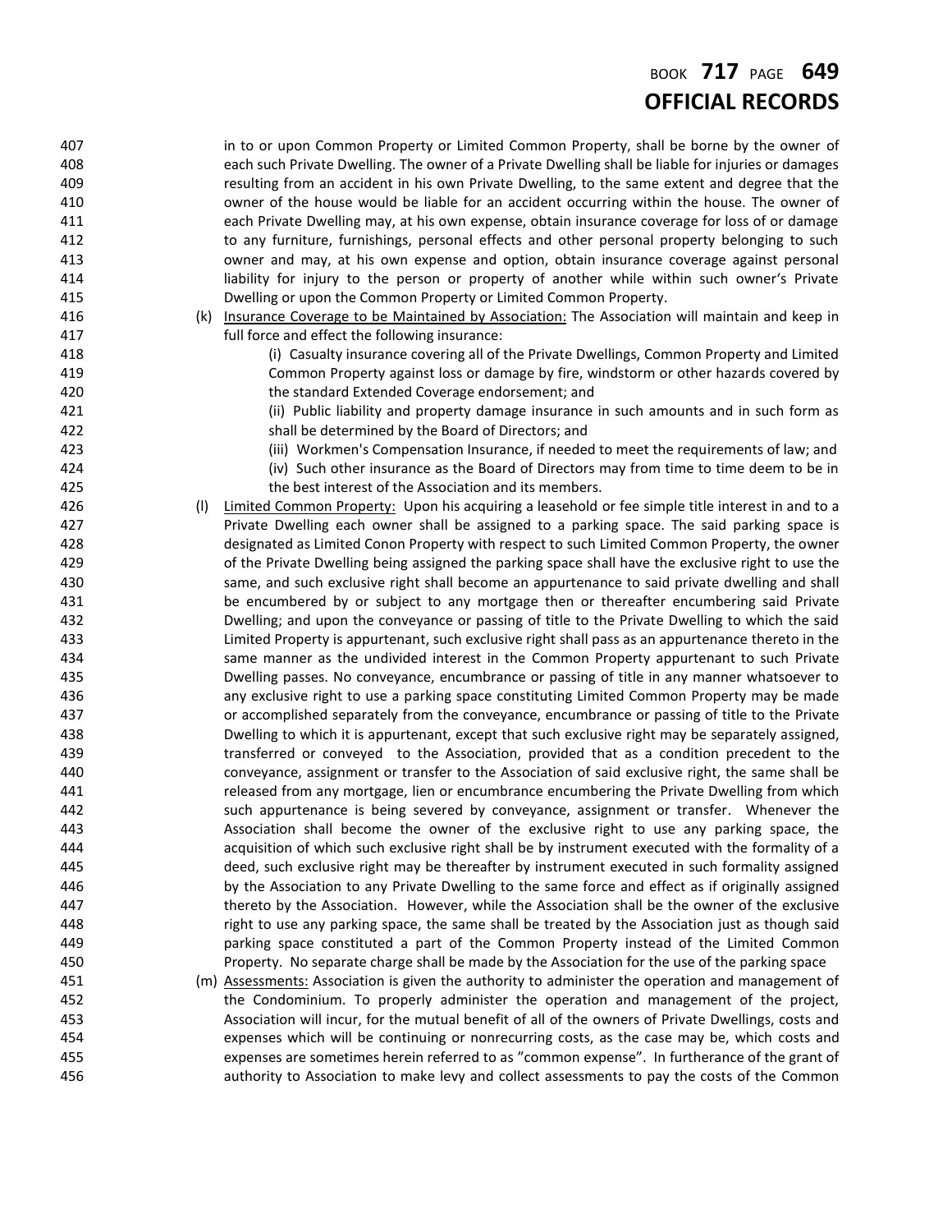in to or upon Common Property or Limited Common Property, shall be borne by the owner of each such Private Dwelling. The owner of a Private Dwelling shall be liable for injuries or damages resulting from an accident in his own Private Dwelling, to the same extent and degree that the owner of the house would be liable for an accident occurring within the house. The owner of each Private Dwelling may, at his own expense, obtain insurance coverage for loss of or damage to any furniture, furnishings, personal effects and other personal property belonging to such owner and may, at his own expense and option, obtain insurance coverage against personal liability for injury to the person or property of another while within such owner's Private Dwelling or upon the Common Property or Limited Common Property.

(k) Insurance Coverage to be Maintained by Association: The Association will maintain and keep in full force and effect the following insurance:

(i) Casualty insurance covering all of the Private Dwellings, Common Property and Limited Common Property against loss or damage by fire, windstorm or other hazards covered by the standard Extended Coverage endorsement; and

(ii) Public liability and property damage insurance in such amounts and in such form as shall be determined by the Board of Directors; and

(iii) Workmen's Compensation Insurance, if needed to meet the requirements of law; and

(iv) Such other insurance as the Board of Directors may from time to time deem to be in the best interest of the Association and its members.

(l) Limited Common Property: Upon his acquiring a leasehold or fee simple title interest in and to a Private Dwelling each owner shall be assigned to a parking space. The said parking space is designated as Limited Conon Property with respect to such Limited Common Property, the owner of the Private Dwelling being assigned the parking space shall have the exclusive right to use the same, and such exclusive right shall become an appurtenance to said private dwelling and shall be encumbered by or subject to any mortgage then or thereafter encumbering said Private Dwelling; and upon the conveyance or passing of title to the Private Dwelling to which the said Limited Property is appurtenant, such exclusive right shall pass as an appurtenance thereto in the same manner as the undivided interest in the Common Property appurtenant to such Private Dwelling passes. No conveyance, encumbrance or passing of title in any manner whatsoever to any exclusive right to use a parking space constituting Limited Common Property may be made or accomplished separately from the conveyance, encumbrance or passing of title to the Private Dwelling to which it is appurtenant, except that such exclusive right may be separately assigned, transferred or conveyed to the Association, provided that as a condition precedent to the conveyance, assignment or transfer to the Association of said exclusive right, the same shall be released from any mortgage, lien or encumbrance encumbering the Private Dwelling from which such appurtenance is being severed by conveyance, assignment or transfer. Whenever the Association shall become the owner of the exclusive right to use any parking space, the acquisition of which such exclusive right shall be by instrument executed with the formality of a deed, such exclusive right may be thereafter by instrument executed in such formality assigned by the Association to any Private Dwelling to the same force and effect as if originally assigned thereto by the Association. However, while the Association shall be the owner of the exclusive right to use any parking space, the same shall be treated by the Association just as though said parking space constituted a part of the Common Property instead of the Limited Common Property. No separate charge shall be made by the Association for the use of the parking space

(m) Assessments: Association is given the authority to administer the operation and management of the Condominium. To properly administer the operation and management of the project, Association will incur, for the mutual benefit of all of the owners of Private Dwellings, costs and expenses which will be continuing or nonrecurring costs, as the case may be, which costs and expenses are sometimes herein referred to as "common expense". In furtherance of the grant of authority to Association to make levy and collect assessments to pay the costs of the Common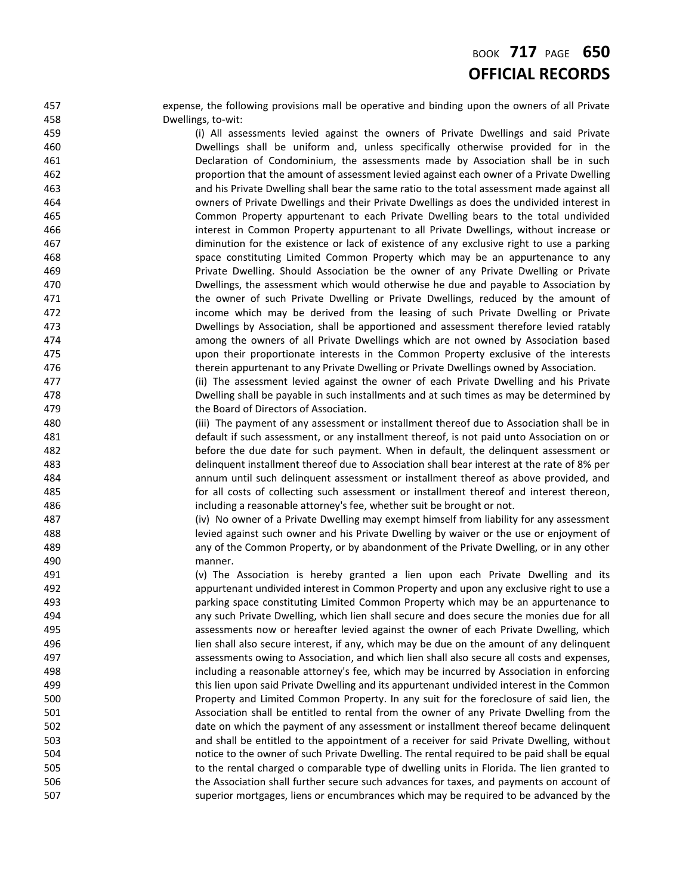expense, the following provisions mall be operative and binding upon the owners of all Private Dwellings, to-wit:

(i) All assessments levied against the owners of Private Dwellings and said Private Dwellings shall be uniform and, unless specifically otherwise provided for in the Declaration of Condominium, the assessments made by Association shall be in such proportion that the amount of assessment levied against each owner of a Private Dwelling and his Private Dwelling shall bear the same ratio to the total assessment made against all owners of Private Dwellings and their Private Dwellings as does the undivided interest in Common Property appurtenant to each Private Dwelling bears to the total undivided interest in Common Property appurtenant to all Private Dwellings, without increase or diminution for the existence or lack of existence of any exclusive right to use a parking space constituting Limited Common Property which may be an appurtenance to any Private Dwelling. Should Association be the owner of any Private Dwelling or Private Dwellings, the assessment which would otherwise he due and payable to Association by the owner of such Private Dwelling or Private Dwellings, reduced by the amount of income which may be derived from the leasing of such Private Dwelling or Private Dwellings by Association, shall be apportioned and assessment therefore levied ratably among the owners of all Private Dwellings which are not owned by Association based upon their proportionate interests in the Common Property exclusive of the interests therein appurtenant to any Private Dwelling or Private Dwellings owned by Association.

(ii) The assessment levied against the owner of each Private Dwelling and his Private Dwelling shall be payable in such installments and at such times as may be determined by the Board of Directors of Association.

(iii) The payment of any assessment or installment thereof due to Association shall be in default if such assessment, or any installment thereof, is not paid unto Association on or before the due date for such payment. When in default, the delinquent assessment or delinquent installment thereof due to Association shall bear interest at the rate of 8% per annum until such delinquent assessment or installment thereof as above provided, and for all costs of collecting such assessment or installment thereof and interest thereon, including a reasonable attorney's fee, whether suit be brought or not.

(iv) No owner of a Private Dwelling may exempt himself from liability for any assessment levied against such owner and his Private Dwelling by waiver or the use or enjoyment of any of the Common Property, or by abandonment of the Private Dwelling, or in any other manner.

(v) The Association is hereby granted a lien upon each Private Dwelling and its appurtenant undivided interest in Common Property and upon any exclusive right to use a parking space constituting Limited Common Property which may be an appurtenance to any such Private Dwelling, which lien shall secure and does secure the monies due for all assessments now or hereafter levied against the owner of each Private Dwelling, which lien shall also secure interest, if any, which may be due on the amount of any delinquent assessments owing to Association, and which lien shall also secure all costs and expenses, including a reasonable attorney's fee, which may be incurred by Association in enforcing this lien upon said Private Dwelling and its appurtenant undivided interest in the Common Property and Limited Common Property. In any suit for the foreclosure of said lien, the Association shall be entitled to rental from the owner of any Private Dwelling from the date on which the payment of any assessment or installment thereof became delinquent and shall be entitled to the appointment of a receiver for said Private Dwelling, without notice to the owner of such Private Dwelling. The rental required to be paid shall be equal to the rental charged o comparable type of dwelling units in Florida. The lien granted to the Association shall further secure such advances for taxes, and payments on account of superior mortgages, liens or encumbrances which may be required to be advanced by the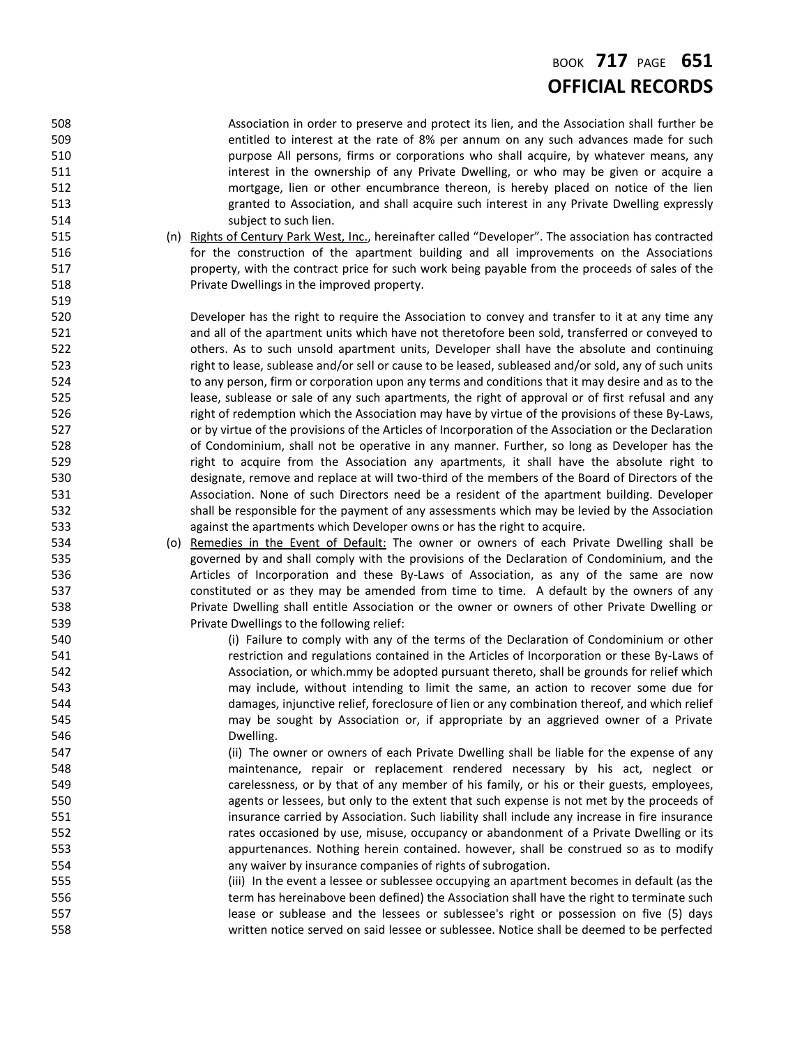Association in order to preserve and protect its lien, and the Association shall further be entitled to interest at the rate of 8% per annum on any such advances made for such purpose All persons, firms or corporations who shall acquire, by whatever means, any interest in the ownership of any Private Dwelling, or who may be given or acquire a mortgage, lien or other encumbrance thereon, is hereby placed on notice of the lien granted to Association, and shall acquire such interest in any Private Dwelling expressly subject to such lien.

(n) Rights of Century Park West, Inc., hereinafter called "Developer". The association has contracted for the construction of the apartment building and all improvements on the Associations property, with the contract price for such work being payable from the proceeds of sales of the Private Dwellings in the improved property.

Developer has the right to require the Association to convey and transfer to it at any time any and all of the apartment units which have not theretofore been sold, transferred or conveyed to others. As to such unsold apartment units, Developer shall have the absolute and continuing right to lease, sublease and/or sell or cause to be leased, subleased and/or sold, any of such units to any person, firm or corporation upon any terms and conditions that it may desire and as to the lease, sublease or sale of any such apartments, the right of approval or of first refusal and any right of redemption which the Association may have by virtue of the provisions of these By-Laws, or by virtue of the provisions of the Articles of Incorporation of the Association or the Declaration of Condominium, shall not be operative in any manner. Further, so long as Developer has the right to acquire from the Association any apartments, it shall have the absolute right to designate, remove and replace at will two-third of the members of the Board of Directors of the Association. None of such Directors need be a resident of the apartment building. Developer shall be responsible for the payment of any assessments which may be levied by the Association against the apartments which Developer owns or has the right to acquire.

(o) Remedies in the Event of Default: The owner or owners of each Private Dwelling shall be governed by and shall comply with the provisions of the Declaration of Condominium, and the Articles of Incorporation and these By-Laws of Association, as any of the same are now constituted or as they may be amended from time to time. A default by the owners of any Private Dwelling shall entitle Association or the owner or owners of other Private Dwelling or Private Dwellings to the following relief:

(i) Failure to comply with any of the terms of the Declaration of Condominium or other restriction and regulations contained in the Articles of Incorporation or these By-Laws of Association, or which.mmy be adopted pursuant thereto, shall be grounds for relief which may include, without intending to limit the same, an action to recover some due for damages, injunctive relief, foreclosure of lien or any combination thereof, and which relief may be sought by Association or, if appropriate by an aggrieved owner of a Private Dwelling.

(ii) The owner or owners of each Private Dwelling shall be liable for the expense of any maintenance, repair or replacement rendered necessary by his act, neglect or carelessness, or by that of any member of his family, or his or their guests, employees, agents or lessees, but only to the extent that such expense is not met by the proceeds of insurance carried by Association. Such liability shall include any increase in fire insurance rates occasioned by use, misuse, occupancy or abandonment of a Private Dwelling or its appurtenances. Nothing herein contained. however, shall be construed so as to modify any waiver by insurance companies of rights of subrogation.

(iii) In the event a lessee or sublessee occupying an apartment becomes in default (as the term has hereinabove been defined) the Association shall have the right to terminate such lease or sublease and the lessees or sublessee's right or possession on five (5) days written notice served on said lessee or sublessee. Notice shall be deemed to be perfected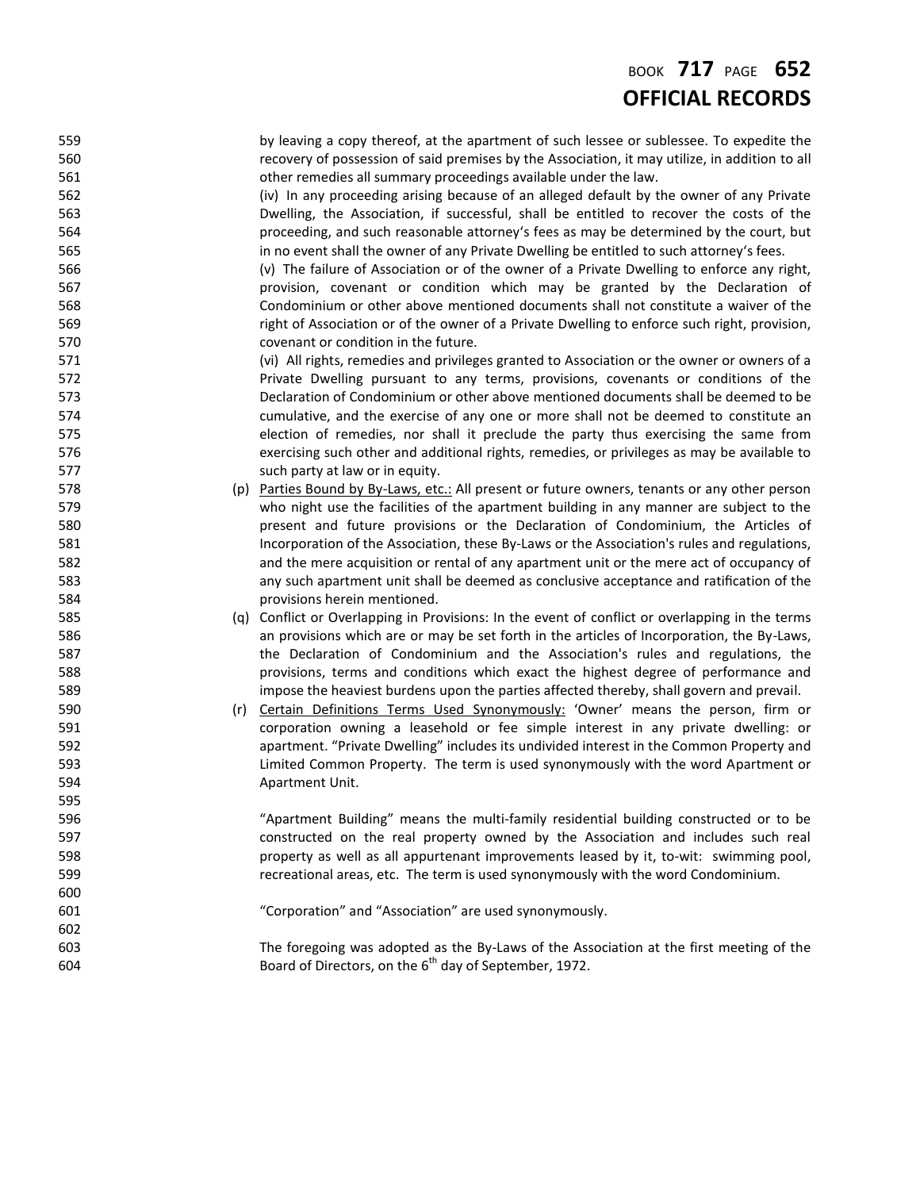by leaving a copy thereof, at the apartment of such lessee or sublessee. To expedite the recovery of possession of said premises by the Association, it may utilize, in addition to all other remedies all summary proceedings available under the law.

(iv) In any proceeding arising because of an alleged default by the owner of any Private Dwelling, the Association, if successful, shall be entitled to recover the costs of the proceeding, and such reasonable attorney's fees as may be determined by the court, but in no event shall the owner of any Private Dwelling be entitled to such attorney's fees.

(v) The failure of Association or of the owner of a Private Dwelling to enforce any right, provision, covenant or condition which may be granted by the Declaration of Condominium or other above mentioned documents shall not constitute a waiver of the right of Association or of the owner of a Private Dwelling to enforce such right, provision, covenant or condition in the future.

(vi) All rights, remedies and privileges granted to Association or the owner or owners of a Private Dwelling pursuant to any terms, provisions, covenants or conditions of the Declaration of Condominium or other above mentioned documents shall be deemed to be cumulative, and the exercise of any one or more shall not be deemed to constitute an election of remedies, nor shall it preclude the party thus exercising the same from exercising such other and additional rights, remedies, or privileges as may be available to such party at law or in equity.

(p) <u>Parties Bound by By-Laws, etc.:</u> All present or future owners, tenants or any other person who night use the facilities of the apartment building in any manner are subject to the present and future provisions or the Declaration of Condominium, the Articles of Incorporation of the Association, these By-Laws or the Association's rules and regulations, and the mere acquisition or rental of any apartment unit or the mere act of occupancy of any such apartment unit shall be deemed as conclusive acceptance and ratification of the provisions herein mentioned.

(q) Conflict or Overlapping in Provisions: In the event of conflict or overlapping in the terms an provisions which are or may be set forth in the articles of Incorporation, the By-Laws, the Declaration of Condominium and the Association's rules and regulations, the provisions, terms and conditions which exact the highest degree of performance and impose the heaviest burdens upon the parties affected thereby, shall govern and prevail.

(r) <u>Certain Definitions Terms Used Synonymously:</u> 'Owner' means the person, firm or corporation owning a leasehold or fee simple interest in any private dwelling: or apartment. "Private Dwelling" includes its undivided interest in the Common Property and Limited Common Property. The term is used synonymously with the word Apartment or Apartment Unit.

"Apartment Building" means the multi-family residential building constructed or to be constructed on the real property owned by the Association and includes such real property as well as all appurtenant improvements leased by it, to-wit: swimming pool, recreational areas, etc. The term is used synonymously with the word Condominium.

"Corporation" and "Association" are used synonymously.

The foregoing was adopted as the By-Laws of the Association at the first meeting of the Board of Directors, on the 6th day of September, 1972.